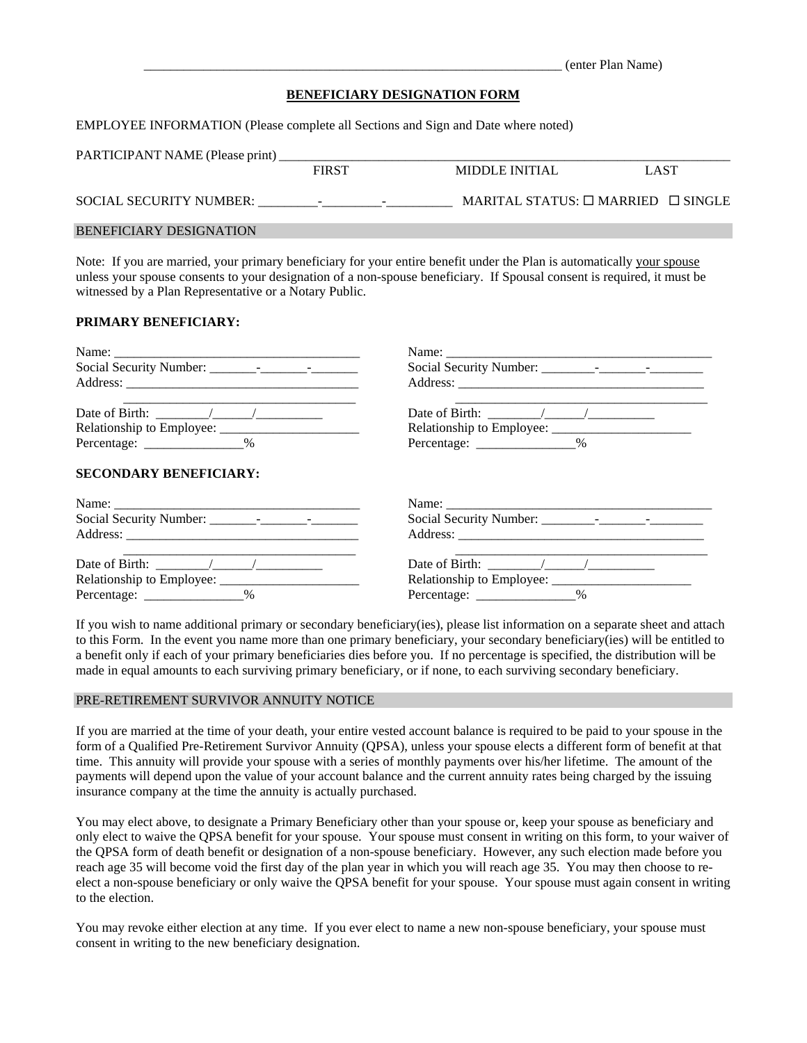_______________________________________________________________ (enter Plan Name)

## BENEFICIARY DESIGNATION FORM

EMPLOYEE INFORMATION (Please complete all Sections and Sign and Date where noted)

PARTICIPANT NAME (Please print) ______________________________________________________________________
FIRST MIDDLE INITIAL LAST

SOCIAL SECURITY NUMBER: _________-_________-__________ MARITAL STATUS: ☐ MARRIED ☐ SINGLE

### BENEFICIARY DESIGNATION

Note: If you are married, your primary beneficiary for your entire benefit under the Plan is automatically your spouse unless your spouse consents to your designation of a non-spouse beneficiary. If Spousal consent is required, it must be witnessed by a Plan Representative or a Notary Public.

**PRIMARY BENEFICIARY:**

Name: ______________________________________
Social Security Number: _______-_______-_______
Address: ____________________________________
____________________________________
Date of Birth: ________/______/__________
Relationship to Employee: ______________________
Percentage: _______________%

Name: ______________________________________
Social Security Number: ________-_______-________
Address: ____________________________________
____________________________________
Date of Birth: ________/______/__________
Relationship to Employee: ______________________
Percentage: _______________%

**SECONDARY BENEFICIARY:**

Name: ______________________________________
Social Security Number: _______-_______-_______
Address: ____________________________________
____________________________________
Date of Birth: ________/______/__________
Relationship to Employee: ______________________
Percentage: _______________%

Name: ______________________________________
Social Security Number: ________-_______-________
Address: ____________________________________
____________________________________
Date of Birth: ________/______/__________
Relationship to Employee: ______________________
Percentage: _______________%

If you wish to name additional primary or secondary beneficiary(ies), please list information on a separate sheet and attach to this Form. In the event you name more than one primary beneficiary, your secondary beneficiary(ies) will be entitled to a benefit only if each of your primary beneficiaries dies before you. If no percentage is specified, the distribution will be made in equal amounts to each surviving primary beneficiary, or if none, to each surviving secondary beneficiary.

### PRE-RETIREMENT SURVIVOR ANNUITY NOTICE

If you are married at the time of your death, your entire vested account balance is required to be paid to your spouse in the form of a Qualified Pre-Retirement Survivor Annuity (QPSA), unless your spouse elects a different form of benefit at that time. This annuity will provide your spouse with a series of monthly payments over his/her lifetime. The amount of the payments will depend upon the value of your account balance and the current annuity rates being charged by the issuing insurance company at the time the annuity is actually purchased.

You may elect above, to designate a Primary Beneficiary other than your spouse or, keep your spouse as beneficiary and only elect to waive the QPSA benefit for your spouse. Your spouse must consent in writing on this form, to your waiver of the QPSA form of death benefit or designation of a non-spouse beneficiary. However, any such election made before you reach age 35 will become void the first day of the plan year in which you will reach age 35. You may then choose to re-elect a non-spouse beneficiary or only waive the QPSA benefit for your spouse. Your spouse must again consent in writing to the election.

You may revoke either election at any time. If you ever elect to name a new non-spouse beneficiary, your spouse must consent in writing to the new beneficiary designation.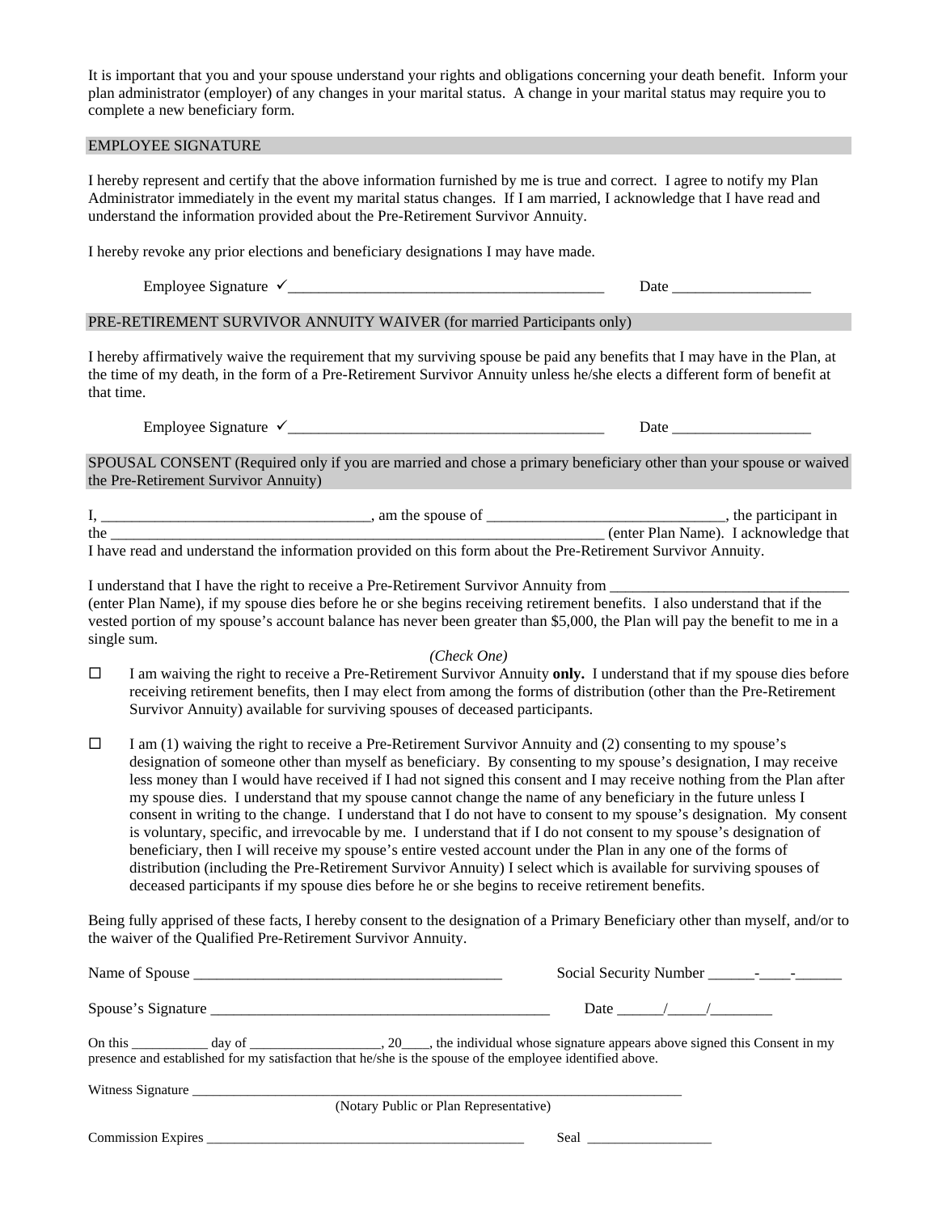It is important that you and your spouse understand your rights and obligations concerning your death benefit. Inform your plan administrator (employer) of any changes in your marital status. A change in your marital status may require you to complete a new beneficiary form.

## EMPLOYEE SIGNATURE

I hereby represent and certify that the above information furnished by me is true and correct. I agree to notify my Plan Administrator immediately in the event my marital status changes. If I am married, I acknowledge that I have read and understand the information provided about the Pre-Retirement Survivor Annuity.

I hereby revoke any prior elections and beneficiary designations I may have made.

Employee Signature ✓_________________________________________ Date __________________

## PRE-RETIREMENT SURVIVOR ANNUITY WAIVER (for married Participants only)

I hereby affirmatively waive the requirement that my surviving spouse be paid any benefits that I may have in the Plan, at the time of my death, in the form of a Pre-Retirement Survivor Annuity unless he/she elects a different form of benefit at that time.

Employee Signature ✓_________________________________________ Date __________________

## SPOUSAL CONSENT (Required only if you are married and chose a primary beneficiary other than your spouse or waived the Pre-Retirement Survivor Annuity)

I, ___________________________________, am the spouse of _______________________________, the participant in the ___________________________________________________________________ (enter Plan Name). I acknowledge that I have read and understand the information provided on this form about the Pre-Retirement Survivor Annuity.

I understand that I have the right to receive a Pre-Retirement Survivor Annuity from _______________________________ (enter Plan Name), if my spouse dies before he or she begins receiving retirement benefits. I also understand that if the vested portion of my spouse's account balance has never been greater than $5,000, the Plan will pay the benefit to me in a single sum.

*(Check One)*

☐ I am waiving the right to receive a Pre-Retirement Survivor Annuity **only.** I understand that if my spouse dies before receiving retirement benefits, then I may elect from among the forms of distribution (other than the Pre-Retirement Survivor Annuity) available for surviving spouses of deceased participants.

☐ I am (1) waiving the right to receive a Pre-Retirement Survivor Annuity and (2) consenting to my spouse's designation of someone other than myself as beneficiary. By consenting to my spouse's designation, I may receive less money than I would have received if I had not signed this consent and I may receive nothing from the Plan after my spouse dies. I understand that my spouse cannot change the name of any beneficiary in the future unless I consent in writing to the change. I understand that I do not have to consent to my spouse's designation. My consent is voluntary, specific, and irrevocable by me. I understand that if I do not consent to my spouse's designation of beneficiary, then I will receive my spouse's entire vested account under the Plan in any one of the forms of distribution (including the Pre-Retirement Survivor Annuity) I select which is available for surviving spouses of deceased participants if my spouse dies before he or she begins to receive retirement benefits.

Being fully apprised of these facts, I hereby consent to the designation of a Primary Beneficiary other than myself, and/or to the waiver of the Qualified Pre-Retirement Survivor Annuity.

Name of Spouse _________________________________________ Social Security Number ______-____-______

Spouse's Signature _____________________________________________ Date ______/_____/________

On this ___________ day of ___________________, 20____, the individual whose signature appears above signed this Consent in my presence and established for my satisfaction that he/she is the spouse of the employee identified above.

Witness Signature ___________________________________________________________________________
(Notary Public or Plan Representative)

Commission Expires ______________________________________________ Seal __________________